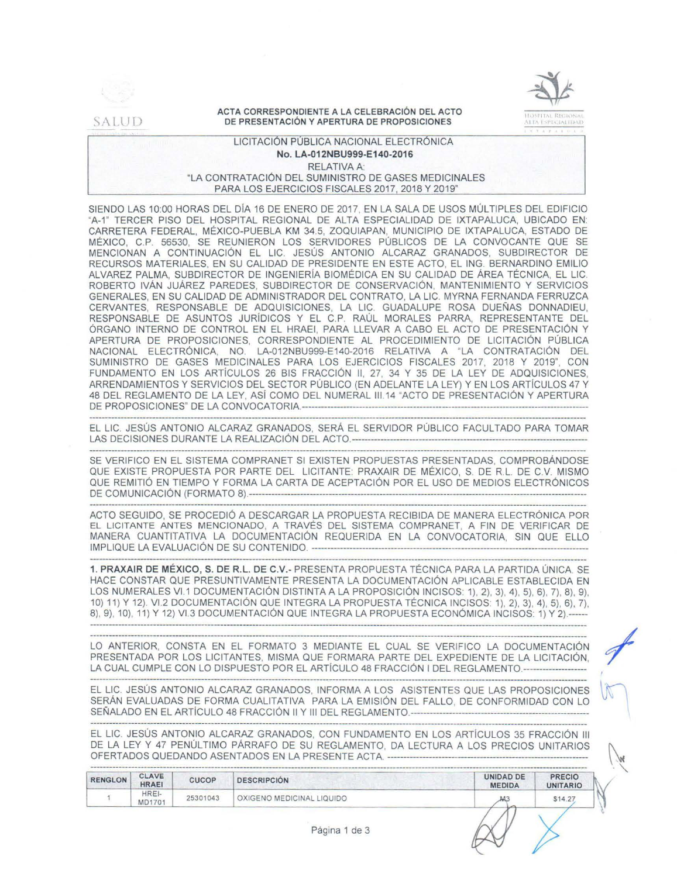SALUD

**ACTA CORRESPONDIENTE A LA CELEBRACIÓN DEL ACTO DE PRESENTACIÓN Y APERTURA DE PROPOSICIONES**

HOSPITAL REGIONAL ALTA ESPECIALIDAD IXTAPALUCA

LICITACIÓN PÚBLICA NACIONAL ELECTRÓNICA
**No. LA-012NBU999-E140-2016**
RELATIVA A:
"LA CONTRATACIÓN DEL SUMINISTRO DE GASES MEDICINALES PARA LOS EJERCICIOS FISCALES 2017, 2018 Y 2019"

SIENDO LAS 10:00 HORAS DEL DÍA 16 DE ENERO DE 2017, EN LA SALA DE USOS MÚLTIPLES DEL EDIFICIO "A-1" TERCER PISO DEL HOSPITAL REGIONAL DE ALTA ESPECIALIDAD DE IXTAPALUCA, UBICADO EN: CARRETERA FEDERAL, MÉXICO-PUEBLA KM 34.5, ZOQUIAPAN, MUNICIPIO DE IXTAPALUCA, ESTADO DE MÉXICO, C.P. 56530, SE REUNIERON LOS SERVIDORES PÚBLICOS DE LA CONVOCANTE QUE SE MENCIONAN A CONTINUACIÓN EL LIC. JESÚS ANTONIO ALCARAZ GRANADOS, SUBDIRECTOR DE RECURSOS MATERIALES, EN SU CALIDAD DE PRESIDENTE EN ESTE ACTO, EL ING. BERNARDINO EMILIO ALVAREZ PALMA, SUBDIRECTOR DE INGENIERÍA BIOMÉDICA EN SU CALIDAD DE ÁREA TÉCNICA, EL LIC. ROBERTO IVÁN JUÁREZ PAREDES, SUBDIRECTOR DE CONSERVACIÓN, MANTENIMIENTO Y SERVICIOS GENERALES, EN SU CALIDAD DE ADMINISTRADOR DEL CONTRATO, LA LIC. MYRNA FERNANDA FERRUZCA CERVANTES, RESPONSABLE DE ADQUISICIONES, LA LIC. GUADALUPE ROSA DUEÑAS DONNADIEU, RESPONSABLE DE ASUNTOS JURÍDICOS Y EL C.P. RAÚL MORALES PARRA, REPRESENTANTE DEL ÓRGANO INTERNO DE CONTROL EN EL HRAEI, PARA LLEVAR A CABO EL ACTO DE PRESENTACIÓN Y APERTURA DE PROPOSICIONES, CORRESPONDIENTE AL PROCEDIMIENTO DE LICITACIÓN PÚBLICA NACIONAL ELECTRÓNICA, NO. LA-012NBU999-E140-2016 RELATIVA A "LA CONTRATACIÓN DEL SUMINISTRO DE GASES MEDICINALES PARA LOS EJERCICIOS FISCALES 2017, 2018 Y 2019", CON FUNDAMENTO EN LOS ARTÍCULOS 26 BIS FRACCIÓN II, 27, 34 Y 35 DE LA LEY DE ADQUISICIONES, ARRENDAMIENTOS Y SERVICIOS DEL SECTOR PÚBLICO (EN ADELANTE LA LEY) Y EN LOS ARTÍCULOS 47 Y 48 DEL REGLAMENTO DE LA LEY, ASÍ COMO DEL NUMERAL III.14 "ACTO DE PRESENTACIÓN Y APERTURA DE PROPOSICIONES" DE LA CONVOCATORIA.------------------------------------------------------------------------

EL LIC. JESÚS ANTONIO ALCARAZ GRANADOS, SERÁ EL SERVIDOR PÚBLICO FACULTADO PARA TOMAR LAS DECISIONES DURANTE LA REALIZACIÓN DEL ACTO.----------------------------------------------------------------

SE VERIFICO EN EL SISTEMA COMPRANET SI EXISTEN PROPUESTAS PRESENTADAS, COMPROBÁNDOSE QUE EXISTE PROPUESTA POR PARTE DEL LICITANTE: PRAXAIR DE MÉXICO, S. DE R.L. DE C.V. MISMO QUE REMITIÓ EN TIEMPO Y FORMA LA CARTA DE ACEPTACIÓN POR EL USO DE MEDIOS ELECTRÓNICOS DE COMUNICACIÓN (FORMATO 8).----------------------------------------------------------------------------------

ACTO SEGUIDO, SE PROCEDIÓ A DESCARGAR LA PROPUESTA RECIBIDA DE MANERA ELECTRÓNICA POR EL LICITANTE ANTES MENCIONADO, A TRAVÉS DEL SISTEMA COMPRANET, A FIN DE VERIFICAR DE MANERA CUANTITATIVA LA DOCUMENTACIÓN REQUERIDA EN LA CONVOCATORIA, SIN QUE ELLO IMPLIQUE LA EVALUACIÓN DE SU CONTENIDO. ----------------------------------------------------------------

**1. PRAXAIR DE MÉXICO, S. DE R.L. DE C.V.-** PRESENTA PROPUESTA TÉCNICA PARA LA PARTIDA ÚNICA. SE HACE CONSTAR QUE PRESUNTIVAMENTE PRESENTA LA DOCUMENTACIÓN APLICABLE ESTABLECIDA EN LOS NUMERALES VI.1 DOCUMENTACIÓN DISTINTA A LA PROPOSICIÓN INCISOS: 1), 2), 3), 4), 5), 6), 7), 8), 9), 10) 11) Y 12). VI.2 DOCUMENTACIÓN QUE INTEGRA LA PROPUESTA TÉCNICA INCISOS: 1), 2), 3), 4), 5), 6), 7), 8), 9), 10), 11) Y 12) VI.3 DOCUMENTACIÓN QUE INTEGRA LA PROPUESTA ECONÓMICA INCISOS: 1) Y 2).------

LO ANTERIOR, CONSTA EN EL FORMATO 3 MEDIANTE EL CUAL SE VERIFICO LA DOCUMENTACIÓN PRESENTADA POR LOS LICITANTES, MISMA QUE FORMARA PARTE DEL EXPEDIENTE DE LA LICITACIÓN, LA CUAL CUMPLE CON LO DISPUESTO POR EL ARTÍCULO 48 FRACCIÓN I DEL REGLAMENTO.-------------------

EL LIC. JESÚS ANTONIO ALCARAZ GRANADOS, INFORMA A LOS ASISTENTES QUE LAS PROPOSICIONES SERÁN EVALUADAS DE FORMA CUALITATIVA PARA LA EMISIÓN DEL FALLO, DE CONFORMIDAD CON LO SEÑALADO EN EL ARTÍCULO 48 FRACCIÓN II Y III DEL REGLAMENTO.----------------------------------------------

EL LIC. JESÚS ANTONIO ALCARAZ GRANADOS, CON FUNDAMENTO EN LOS ARTÍCULOS 35 FRACCIÓN III DE LA LEY Y 47 PENÚLTIMO PÁRRAFO DE SU REGLAMENTO, DA LECTURA A LOS PRECIOS UNITARIOS OFERTADOS QUEDANDO ASENTADOS EN LA PRESENTE ACTA. ---------------------------------------------

| RENGLON | CLAVE HRAEI | CUCOP | DESCRIPCIÓN | UNIDAD DE MEDIDA | PRECIO UNITARIO |
|---|---|---|---|---|---|
| 1 | HREI-MD1701 | 25301043 | OXIGENO MEDICINAL LIQUIDO | M3 | $14.27 |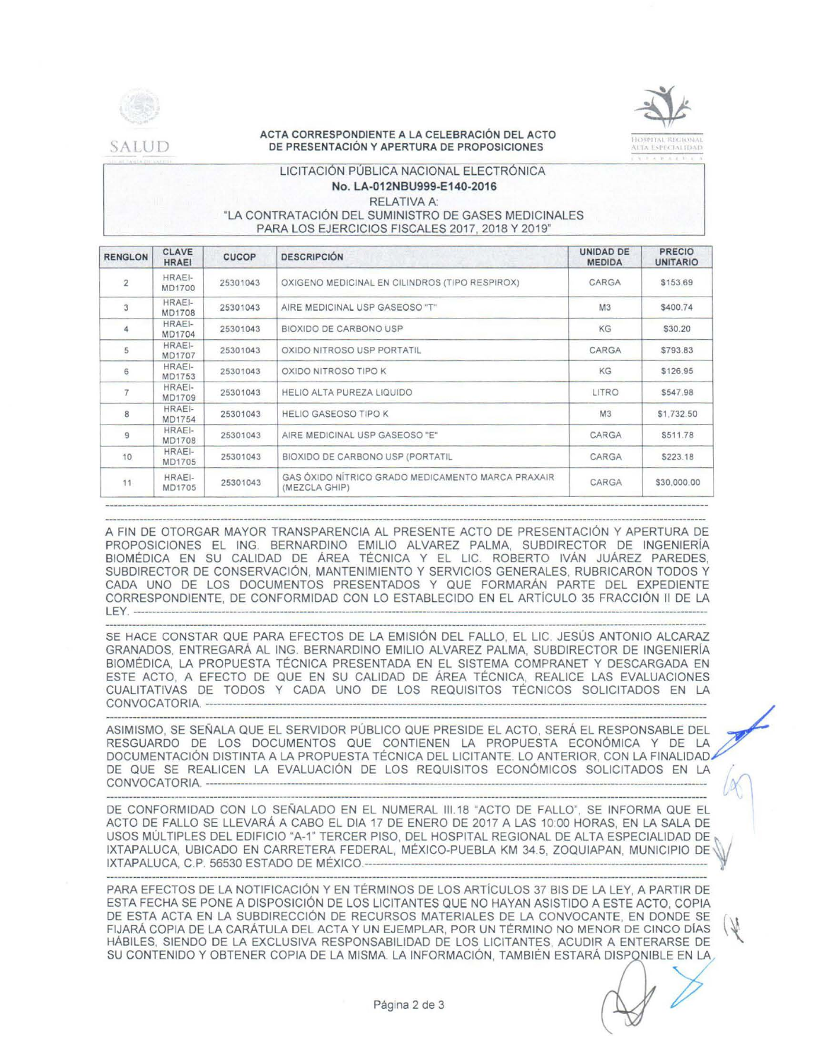**ACTA CORRESPONDIENTE A LA CELEBRACIÓN DEL ACTO DE PRESENTACIÓN Y APERTURA DE PROPOSICIONES**

LICITACIÓN PÚBLICA NACIONAL ELECTRÓNICA
**No. LA-012NBU999-E140-2016**
RELATIVA A:
"LA CONTRATACIÓN DEL SUMINISTRO DE GASES MEDICINALES PARA LOS EJERCICIOS FISCALES 2017, 2018 Y 2019"

| RENGLON | CLAVE HRAEI | CUCOP | DESCRIPCIÓN | UNIDAD DE MEDIDA | PRECIO UNITARIO |
|---|---|---|---|---|---|
| 2 | HRAEI-MD1700 | 25301043 | OXIGENO MEDICINAL EN CILINDROS (TIPO RESPIROX) | CARGA | $153.69 |
| 3 | HRAEI-MD1708 | 25301043 | AIRE MEDICINAL USP GASEOSO "T" | M3 | $400.74 |
| 4 | HRAEI-MD1704 | 25301043 | BIOXIDO DE CARBONO USP | KG | $30.20 |
| 5 | HRAEI-MD1707 | 25301043 | OXIDO NITROSO USP PORTATIL | CARGA | $793.83 |
| 6 | HRAEI-MD1753 | 25301043 | OXIDO NITROSO TIPO K | KG | $126.95 |
| 7 | HRAEI-MD1709 | 25301043 | HELIO ALTA PUREZA LIQUIDO | LITRO | $547.98 |
| 8 | HRAEI-MD1754 | 25301043 | HELIO GASEOSO TIPO K | M3 | $1,732.50 |
| 9 | HRAEI-MD1708 | 25301043 | AIRE MEDICINAL USP GASEOSO "E" | CARGA | $511.78 |
| 10 | HRAEI-MD1705 | 25301043 | BIOXIDO DE CARBONO USP (PORTATIL | CARGA | $223.18 |
| 11 | HRAEI-MD1705 | 25301043 | GAS ÓXIDO NÍTRICO GRADO MEDICAMENTO MARCA PRAXAIR (MEZCLA GHIP) | CARGA | $30,000.00 |

A FIN DE OTORGAR MAYOR TRANSPARENCIA AL PRESENTE ACTO DE PRESENTACIÓN Y APERTURA DE PROPOSICIONES EL ING. BERNARDINO EMILIO ALVAREZ PALMA, SUBDIRECTOR DE INGENIERÍA BIOMÉDICA EN SU CALIDAD DE ÁREA TÉCNICA Y EL LIC. ROBERTO IVÁN JUÁREZ PAREDES, SUBDIRECTOR DE CONSERVACIÓN, MANTENIMIENTO Y SERVICIOS GENERALES, RUBRICARON TODOS Y CADA UNO DE LOS DOCUMENTOS PRESENTADOS Y QUE FORMARÁN PARTE DEL EXPEDIENTE CORRESPONDIENTE, DE CONFORMIDAD CON LO ESTABLECIDO EN EL ARTÍCULO 35 FRACCIÓN II DE LA LEY. ---

SE HACE CONSTAR QUE PARA EFECTOS DE LA EMISIÓN DEL FALLO, EL LIC. JESÚS ANTONIO ALCARAZ GRANADOS, ENTREGARÁ AL ING. BERNARDINO EMILIO ALVAREZ PALMA, SUBDIRECTOR DE INGENIERÍA BIOMÉDICA, LA PROPUESTA TÉCNICA PRESENTADA EN EL SISTEMA COMPRANET Y DESCARGADA EN ESTE ACTO, A EFECTO DE QUE EN SU CALIDAD DE ÁREA TÉCNICA, REALICE LAS EVALUACIONES CUALITATIVAS DE TODOS Y CADA UNO DE LOS REQUISITOS TÉCNICOS SOLICITADOS EN LA CONVOCATORIA. ---

ASIMISMO, SE SEÑALA QUE EL SERVIDOR PÚBLICO QUE PRESIDE EL ACTO, SERÁ EL RESPONSABLE DEL RESGUARDO DE LOS DOCUMENTOS QUE CONTIENEN LA PROPUESTA ECONÓMICA Y DE LA DOCUMENTACIÓN DISTINTA A LA PROPUESTA TÉCNICA DEL LICITANTE. LO ANTERIOR, CON LA FINALIDAD DE QUE SE REALICEN LA EVALUACIÓN DE LOS REQUISITOS ECONÓMICOS SOLICITADOS EN LA CONVOCATORIA. ---

DE CONFORMIDAD CON LO SEÑALADO EN EL NUMERAL III.18 "ACTO DE FALLO", SE INFORMA QUE EL ACTO DE FALLO SE LLEVARÁ A CABO EL DIA 17 DE ENERO DE 2017 A LAS 10:00 HORAS, EN LA SALA DE USOS MÚLTIPLES DEL EDIFICIO "A-1" TERCER PISO, DEL HOSPITAL REGIONAL DE ALTA ESPECIALIDAD DE IXTAPALUCA, UBICADO EN CARRETERA FEDERAL, MÉXICO-PUEBLA KM 34.5, ZOQUIAPAN, MUNICIPIO DE IXTAPALUCA, C.P. 56530 ESTADO DE MÉXICO. ---

PARA EFECTOS DE LA NOTIFICACIÓN Y EN TÉRMINOS DE LOS ARTÍCULOS 37 BIS DE LA LEY, A PARTIR DE ESTA FECHA SE PONE A DISPOSICIÓN DE LOS LICITANTES QUE NO HAYAN ASISTIDO A ESTE ACTO, COPIA DE ESTA ACTA EN LA SUBDIRECCIÓN DE RECURSOS MATERIALES DE LA CONVOCANTE, EN DONDE SE FIJARÁ COPIA DE LA CARÁTULA DEL ACTA Y UN EJEMPLAR, POR UN TÉRMINO NO MENOR DE CINCO DÍAS HÁBILES, SIENDO DE LA EXCLUSIVA RESPONSABILIDAD DE LOS LICITANTES, ACUDIR A ENTERARSE DE SU CONTENIDO Y OBTENER COPIA DE LA MISMA. LA INFORMACIÓN, TAMBIÉN ESTARÁ DISPONIBLE EN LA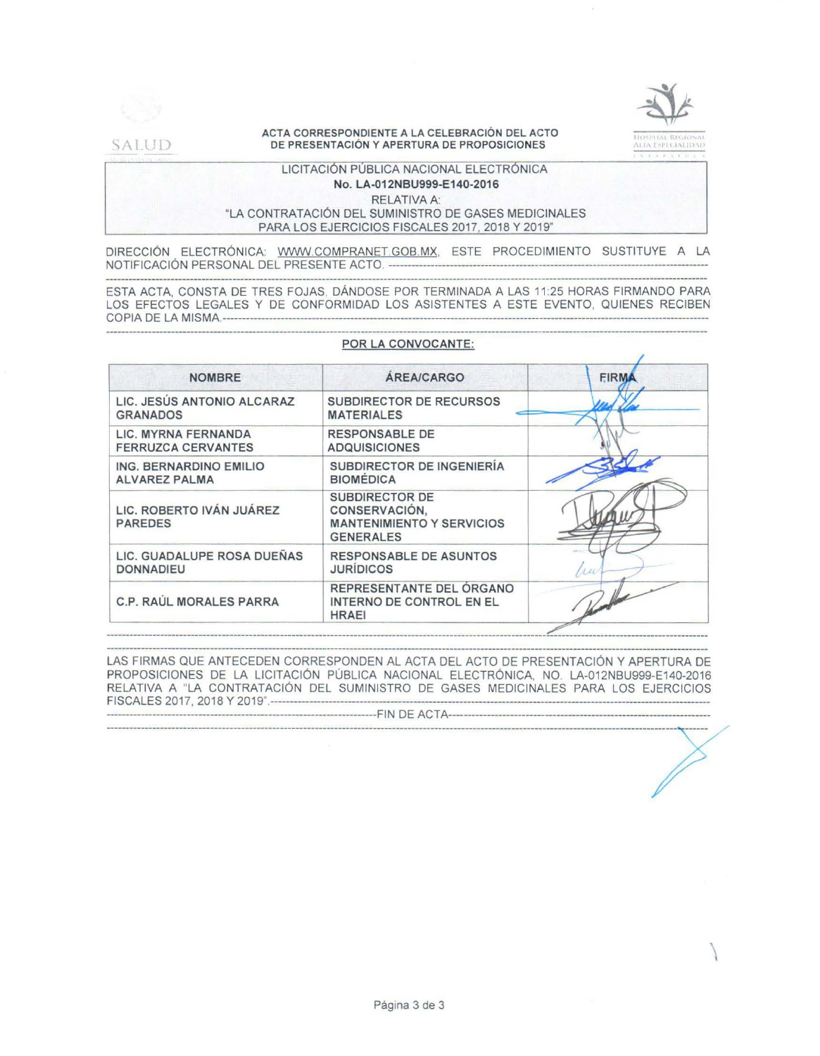SALUD

**ACTA CORRESPONDIENTE A LA CELEBRACIÓN DEL ACTO DE PRESENTACIÓN Y APERTURA DE PROPOSICIONES**

HOSPITAL REGIONAL ALTA ESPECIALIDAD

LICITACIÓN PÚBLICA NACIONAL ELECTRÓNICA
**No. LA-012NBU999-E140-2016**
RELATIVA A:
"LA CONTRATACIÓN DEL SUMINISTRO DE GASES MEDICINALES PARA LOS EJERCICIOS FISCALES 2017, 2018 Y 2019"

DIRECCIÓN ELECTRÓNICA: WWW.COMPRANET.GOB.MX, ESTE PROCEDIMIENTO SUSTITUYE A LA NOTIFICACIÓN PERSONAL DEL PRESENTE ACTO. ------------------------------------------------------------------------

ESTA ACTA, CONSTA DE TRES FOJAS, DÁNDOSE POR TERMINADA A LAS 11:25 HORAS FIRMANDO PARA LOS EFECTOS LEGALES Y DE CONFORMIDAD LOS ASISTENTES A ESTE EVENTO, QUIENES RECIBEN COPIA DE LA MISMA.------------------------------------------------------------------------

**POR LA CONVOCANTE:**

| NOMBRE | ÁREA/CARGO | FIRMA |
|---|---|---|
| LIC. JESÚS ANTONIO ALCARAZ GRANADOS | SUBDIRECTOR DE RECURSOS MATERIALES | |
| LIC. MYRNA FERNANDA FERRUZCA CERVANTES | RESPONSABLE DE ADQUISICIONES | |
| ING. BERNARDINO EMILIO ALVAREZ PALMA | SUBDIRECTOR DE INGENIERÍA BIOMÉDICA | |
| LIC. ROBERTO IVÁN JUÁREZ PAREDES | SUBDIRECTOR DE CONSERVACIÓN, MANTENIMIENTO Y SERVICIOS GENERALES | |
| LIC. GUADALUPE ROSA DUEÑAS DONNADIEU | RESPONSABLE DE ASUNTOS JURÍDICOS | |
| C.P. RAÚL MORALES PARRA | REPRESENTANTE DEL ÓRGANO INTERNO DE CONTROL EN EL HRAEI | |

LAS FIRMAS QUE ANTECEDEN CORRESPONDEN AL ACTA DEL ACTO DE PRESENTACIÓN Y APERTURA DE PROPOSICIONES DE LA LICITACIÓN PÚBLICA NACIONAL ELECTRÓNICA, NO. LA-012NBU999-E140-2016 RELATIVA A "LA CONTRATACIÓN DEL SUMINISTRO DE GASES MEDICINALES PARA LOS EJERCICIOS FISCALES 2017, 2018 Y 2019".------------------------------------------------------------------------

------------------------------------FIN DE ACTA------------------------------------